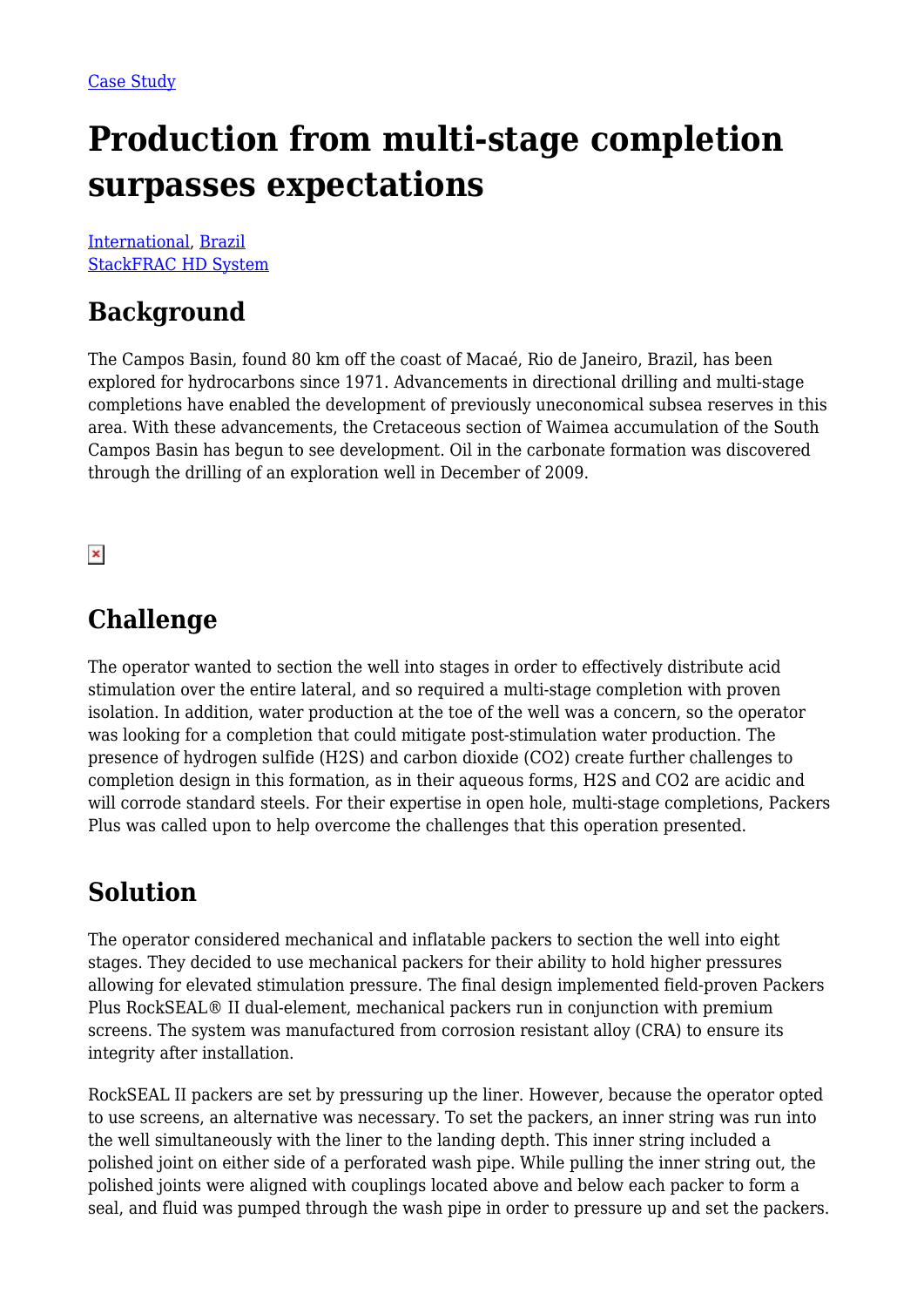Case Study

# Production from multi-stage completion surpasses expectations

International, Brazil
StackFRAC HD System

## Background

The Campos Basin, found 80 km off the coast of Macaé, Rio de Janeiro, Brazil, has been explored for hydrocarbons since 1971. Advancements in directional drilling and multi-stage completions have enabled the development of previously uneconomical subsea reserves in this area. With these advancements, the Cretaceous section of Waimea accumulation of the South Campos Basin has begun to see development. Oil in the carbonate formation was discovered through the drilling of an exploration well in December of 2009.

## Challenge

The operator wanted to section the well into stages in order to effectively distribute acid stimulation over the entire lateral, and so required a multi-stage completion with proven isolation. In addition, water production at the toe of the well was a concern, so the operator was looking for a completion that could mitigate post-stimulation water production. The presence of hydrogen sulfide ($H_2S$) and carbon dioxide ($CO_2$) create further challenges to completion design in this formation, as in their aqueous forms, $H_2S$ and $CO_2$ are acidic and will corrode standard steels. For their expertise in open hole, multi-stage completions, Packers Plus was called upon to help overcome the challenges that this operation presented.

## Solution

The operator considered mechanical and inflatable packers to section the well into eight stages. They decided to use mechanical packers for their ability to hold higher pressures allowing for elevated stimulation pressure. The final design implemented field-proven Packers Plus RockSEAL® II dual-element, mechanical packers run in conjunction with premium screens. The system was manufactured from corrosion resistant alloy (CRA) to ensure its integrity after installation.

RockSEAL II packers are set by pressuring up the liner. However, because the operator opted to use screens, an alternative was necessary. To set the packers, an inner string was run into the well simultaneously with the liner to the landing depth. This inner string included a polished joint on either side of a perforated wash pipe. While pulling the inner string out, the polished joints were aligned with couplings located above and below each packer to form a seal, and fluid was pumped through the wash pipe in order to pressure up and set the packers.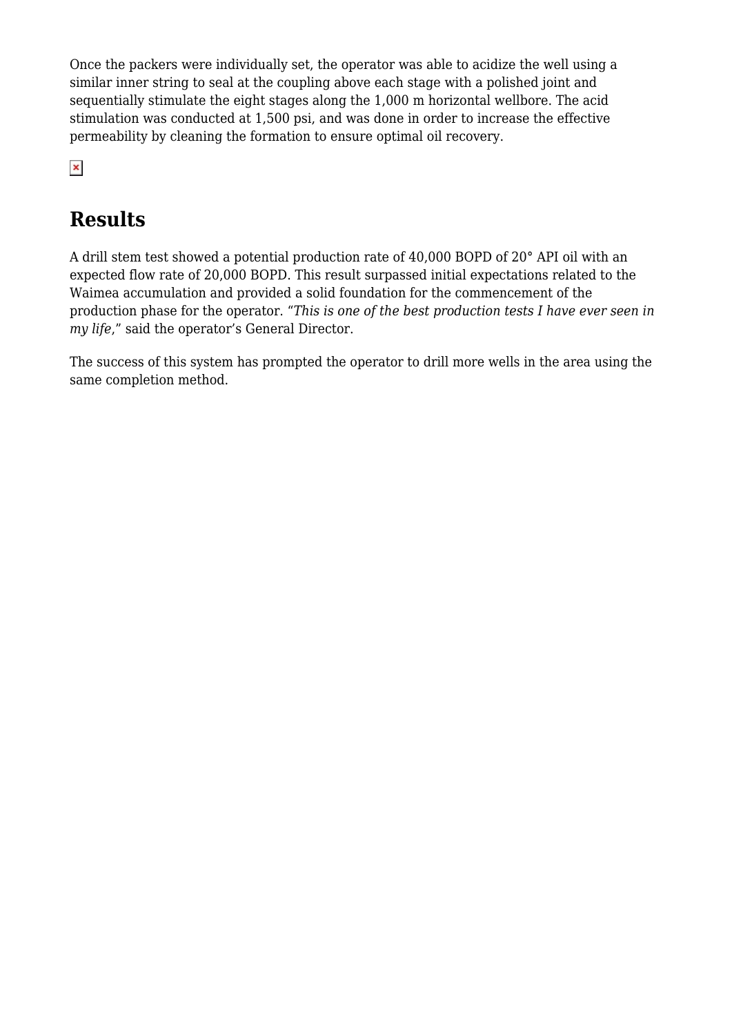Once the packers were individually set, the operator was able to acidize the well using a similar inner string to seal at the coupling above each stage with a polished joint and sequentially stimulate the eight stages along the 1,000 m horizontal wellbore. The acid stimulation was conducted at 1,500 psi, and was done in order to increase the effective permeability by cleaning the formation to ensure optimal oil recovery.

## Results

A drill stem test showed a potential production rate of 40,000 BOPD of 20° API oil with an expected flow rate of 20,000 BOPD. This result surpassed initial expectations related to the Waimea accumulation and provided a solid foundation for the commencement of the production phase for the operator. "*This is one of the best production tests I have ever seen in my life*," said the operator's General Director.

The success of this system has prompted the operator to drill more wells in the area using the same completion method.